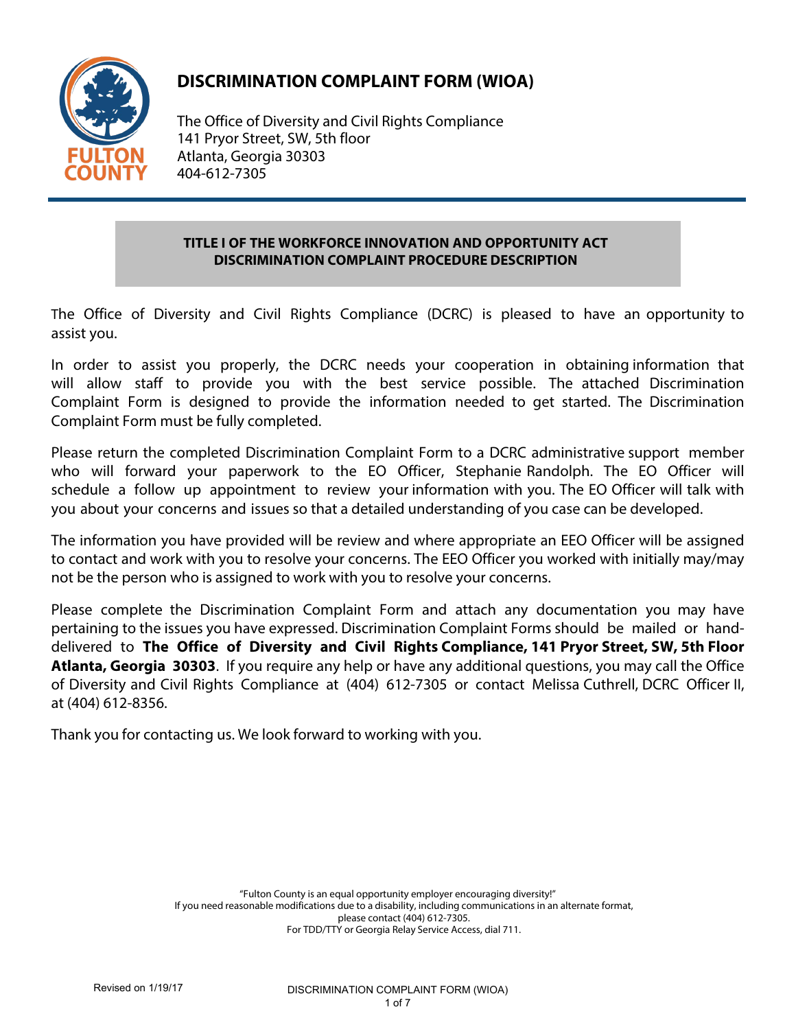# DISCRIMINATION COMPLAINT FORM (WIOA)

The Office of Diversity and Civil Rights Compliance
141 Pryor Street, SW, 5th floor
Atlanta, Georgia 30303
404-612-7305

## TITLE I OF THE WORKFORCE INNOVATION AND OPPORTUNITY ACT DISCRIMINATION COMPLAINT PROCEDURE DESCRIPTION

The Office of Diversity and Civil Rights Compliance (DCRC) is pleased to have an opportunity to assist you.

In order to assist you properly, the DCRC needs your cooperation in obtaining information that will allow staff to provide you with the best service possible. The attached Discrimination Complaint Form is designed to provide the information needed to get started. The Discrimination Complaint Form must be fully completed.

Please return the completed Discrimination Complaint Form to a DCRC administrative support member who will forward your paperwork to the EO Officer, Stephanie Randolph. The EO Officer will schedule a follow up appointment to review your information with you. The EO Officer will talk with you about your concerns and issues so that a detailed understanding of you case can be developed.

The information you have provided will be review and where appropriate an EEO Officer will be assigned to contact and work with you to resolve your concerns. The EEO Officer you worked with initially may/may not be the person who is assigned to work with you to resolve your concerns.

Please complete the Discrimination Complaint Form and attach any documentation you may have pertaining to the issues you have expressed. Discrimination Complaint Forms should be mailed or hand-delivered to **The Office of Diversity and Civil Rights Compliance, 141 Pryor Street, SW, 5th Floor Atlanta, Georgia 30303**. If you require any help or have any additional questions, you may call the Office of Diversity and Civil Rights Compliance at (404) 612-7305 or contact Melissa Cuthrell, DCRC Officer II, at (404) 612-8356.

Thank you for contacting us. We look forward to working with you.

"Fulton County is an equal opportunity employer encouraging diversity!"
If you need reasonable modifications due to a disability, including communications in an alternate format, please contact (404) 612-7305.
For TDD/TTY or Georgia Relay Service Access, dial 711.

Revised on 1/19/17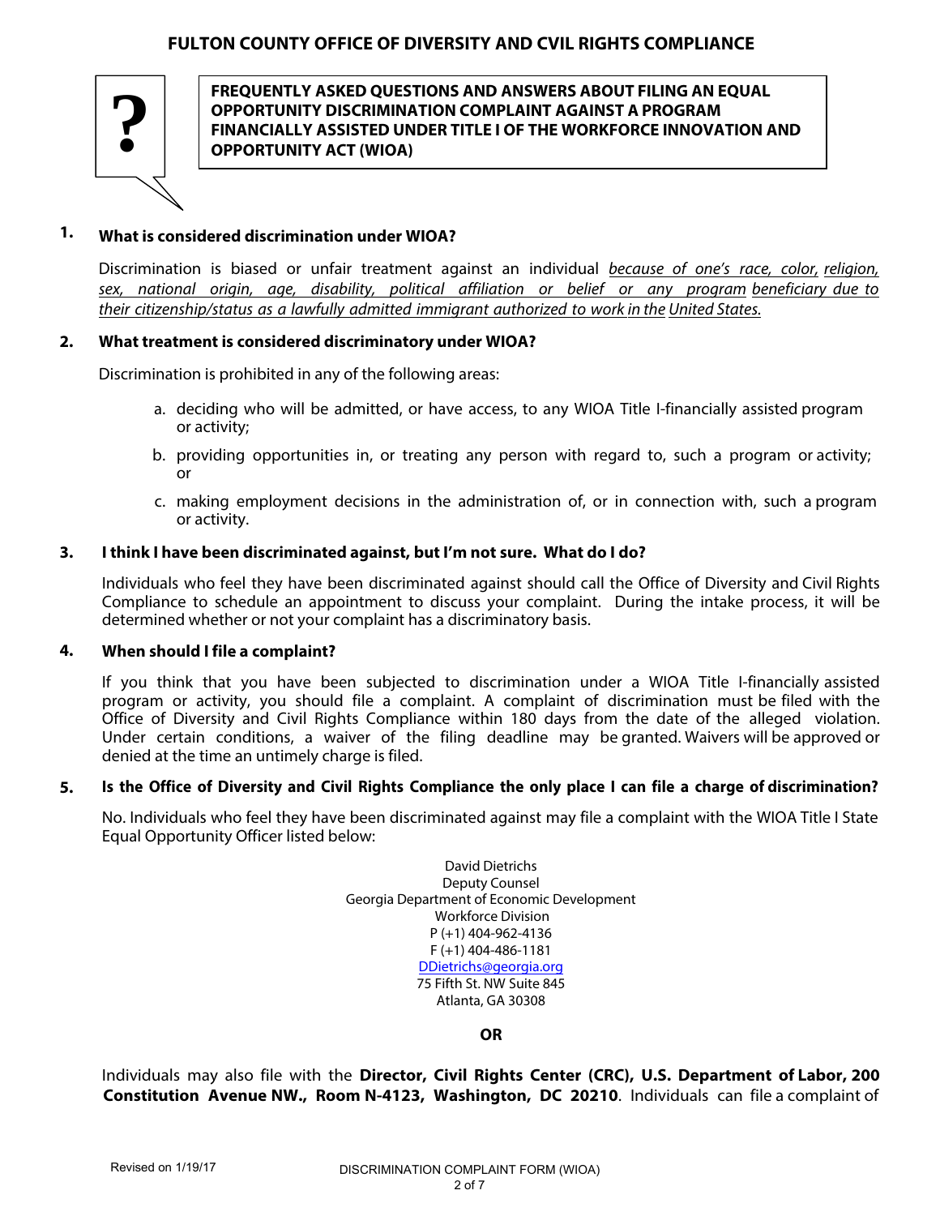## FULTON COUNTY OFFICE OF DIVERSITY AND CVIL RIGHTS COMPLIANCE

**FREQUENTLY ASKED QUESTIONS AND ANSWERS ABOUT FILING AN EQUAL OPPORTUNITY DISCRIMINATION COMPLAINT AGAINST A PROGRAM FINANCIALLY ASSISTED UNDER TITLE I OF THE WORKFORCE INNOVATION AND OPPORTUNITY ACT (WIOA)**

### 1. What is considered discrimination under WIOA?

Discrimination is biased or unfair treatment against an individual *because of one's race, color, religion, sex, national origin, age, disability, political affiliation or belief or any program beneficiary due to their citizenship/status as a lawfully admitted immigrant authorized to work in the United States.*

### 2. What treatment is considered discriminatory under WIOA?

Discrimination is prohibited in any of the following areas:

a. deciding who will be admitted, or have access, to any WIOA Title I-financially assisted program or activity;

b. providing opportunities in, or treating any person with regard to, such a program or activity; or

c. making employment decisions in the administration of, or in connection with, such a program or activity.

### 3. I think I have been discriminated against, but I'm not sure. What do I do?

Individuals who feel they have been discriminated against should call the Office of Diversity and Civil Rights Compliance to schedule an appointment to discuss your complaint. During the intake process, it will be determined whether or not your complaint has a discriminatory basis.

### 4. When should I file a complaint?

If you think that you have been subjected to discrimination under a WIOA Title I-financially assisted program or activity, you should file a complaint. A complaint of discrimination must be filed with the Office of Diversity and Civil Rights Compliance within 180 days from the date of the alleged violation. Under certain conditions, a waiver of the filing deadline may be granted. Waivers will be approved or denied at the time an untimely charge is filed.

### 5. Is the Office of Diversity and Civil Rights Compliance the only place I can file a charge of discrimination?

No. Individuals who feel they have been discriminated against may file a complaint with the WIOA Title I State Equal Opportunity Officer listed below:

David Dietrichs
Deputy Counsel
Georgia Department of Economic Development
Workforce Division
P (+1) 404-962-4136
F (+1) 404-486-1181
DDietrichs@georgia.org
75 Fifth St. NW Suite 845
Atlanta, GA 30308

**OR**

Individuals may also file with the **Director, Civil Rights Center (CRC), U.S. Department of Labor, 200 Constitution Avenue NW., Room N-4123, Washington, DC 20210**. Individuals can file a complaint of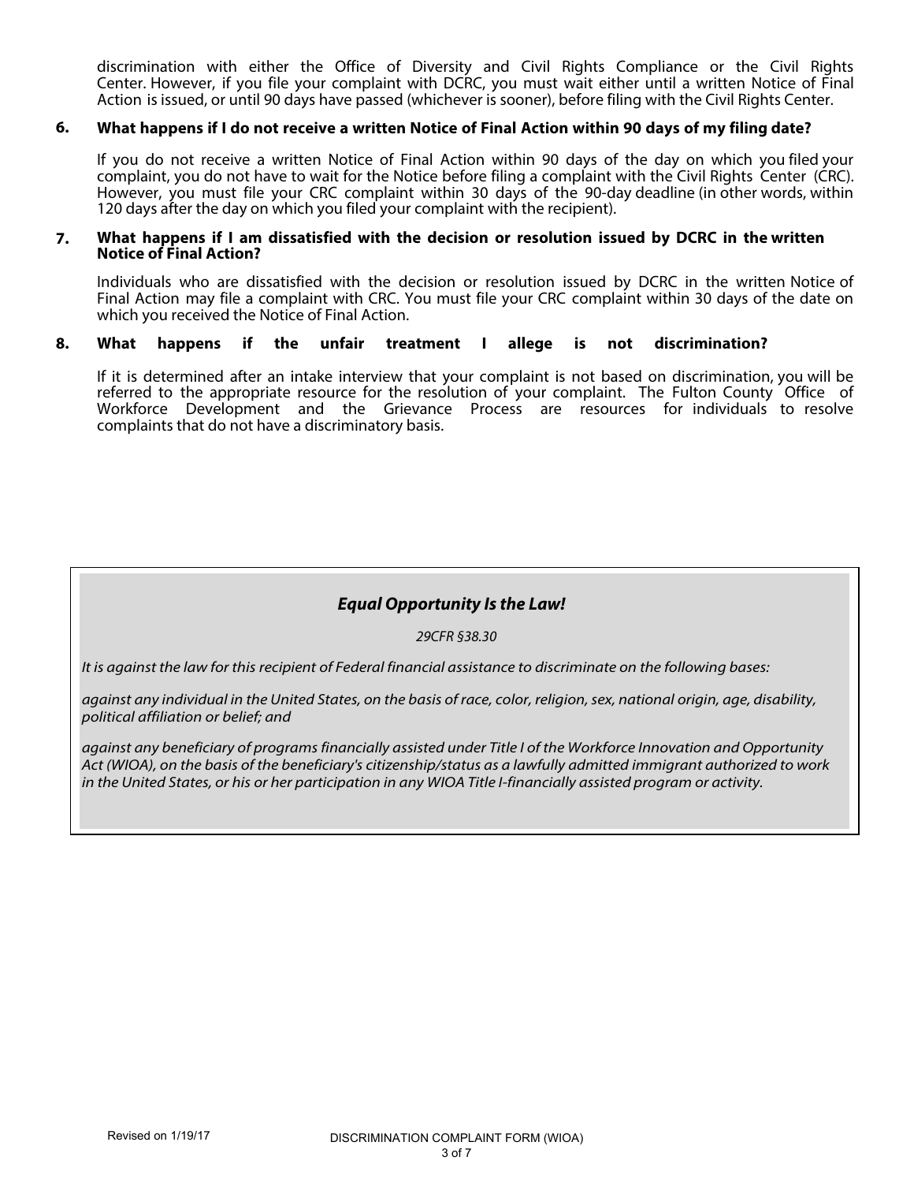discrimination with either the Office of Diversity and Civil Rights Compliance or the Civil Rights Center. However, if you file your complaint with DCRC, you must wait either until a written Notice of Final Action is issued, or until 90 days have passed (whichever is sooner), before filing with the Civil Rights Center.

**6. What happens if I do not receive a written Notice of Final Action within 90 days of my filing date?**

If you do not receive a written Notice of Final Action within 90 days of the day on which you filed your complaint, you do not have to wait for the Notice before filing a complaint with the Civil Rights Center (CRC). However, you must file your CRC complaint within 30 days of the 90-day deadline (in other words, within 120 days after the day on which you filed your complaint with the recipient).

**7. What happens if I am dissatisfied with the decision or resolution issued by DCRC in the written Notice of Final Action?**

Individuals who are dissatisfied with the decision or resolution issued by DCRC in the written Notice of Final Action may file a complaint with CRC. You must file your CRC complaint within 30 days of the date on which you received the Notice of Final Action.

**8. What happens if the unfair treatment I allege is not discrimination?**

If it is determined after an intake interview that your complaint is not based on discrimination, you will be referred to the appropriate resource for the resolution of your complaint. The Fulton County Office of Workforce Development and the Grievance Process are resources for individuals to resolve complaints that do not have a discriminatory basis.

***Equal Opportunity Is the Law!***

*29CFR §38.30*

*It is against the law for this recipient of Federal financial assistance to discriminate on the following bases:*

*against any individual in the United States, on the basis of race, color, religion, sex, national origin, age, disability, political affiliation or belief; and*

*against any beneficiary of programs financially assisted under Title I of the Workforce Innovation and Opportunity Act (WIOA), on the basis of the beneficiary's citizenship/status as a lawfully admitted immigrant authorized to work in the United States, or his or her participation in any WIOA Title I-financially assisted program or activity.*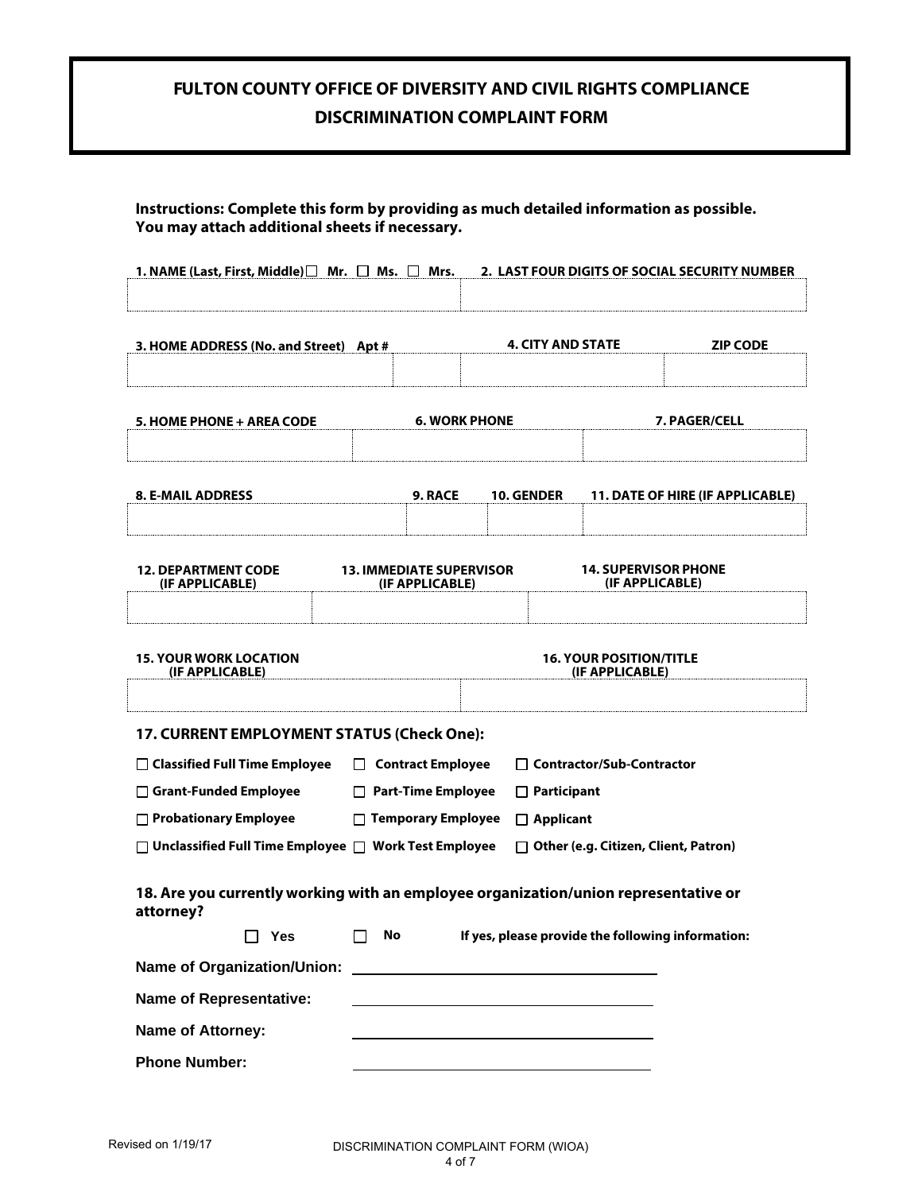# FULTON COUNTY OFFICE OF DIVERSITY AND CIVIL RIGHTS COMPLIANCE

## DISCRIMINATION COMPLAINT FORM

**Instructions: Complete this form by providing as much detailed information as possible. You may attach additional sheets if necessary.**

| 1. NAME (Last, First, Middle) ☐ Mr. ☐ Ms. ☐ Mrs. | 2. LAST FOUR DIGITS OF SOCIAL SECURITY NUMBER |
| --- | --- |
| | |

| 3. HOME ADDRESS (No. and Street) | Apt # | 4. CITY AND STATE | ZIP CODE |
| --- | --- | --- | --- |
| | | | |

| 5. HOME PHONE + AREA CODE | 6. WORK PHONE | 7. PAGER/CELL |
| --- | --- | --- |
| | | |

| 8. E-MAIL ADDRESS | 9. RACE | 10. GENDER | 11. DATE OF HIRE (IF APPLICABLE) |
| --- | --- | --- | --- |
| | | | |

| 12. DEPARTMENT CODE (IF APPLICABLE) | 13. IMMEDIATE SUPERVISOR (IF APPLICABLE) | 14. SUPERVISOR PHONE (IF APPLICABLE) |
| --- | --- | --- |
| | | |

| 15. YOUR WORK LOCATION (IF APPLICABLE) | 16. YOUR POSITION/TITLE (IF APPLICABLE) |
| --- | --- |
| | |

### 17. CURRENT EMPLOYMENT STATUS (Check One):

- ☐ Classified Full Time Employee
- ☐ Contract Employee
- ☐ Contractor/Sub-Contractor
- ☐ Grant-Funded Employee
- ☐ Part-Time Employee
- ☐ Participant
- ☐ Probationary Employee
- ☐ Temporary Employee
- ☐ Applicant
- ☐ Unclassified Full Time Employee
- ☐ Work Test Employee
- ☐ Other (e.g. Citizen, Client, Patron)

### 18. Are you currently working with an employee organization/union representative or attorney?

☐ Yes ☐ No **If yes, please provide the following information:**

**Name of Organization/Union:** ______________________________

**Name of Representative:** ______________________________

**Name of Attorney:** ______________________________

**Phone Number:** ______________________________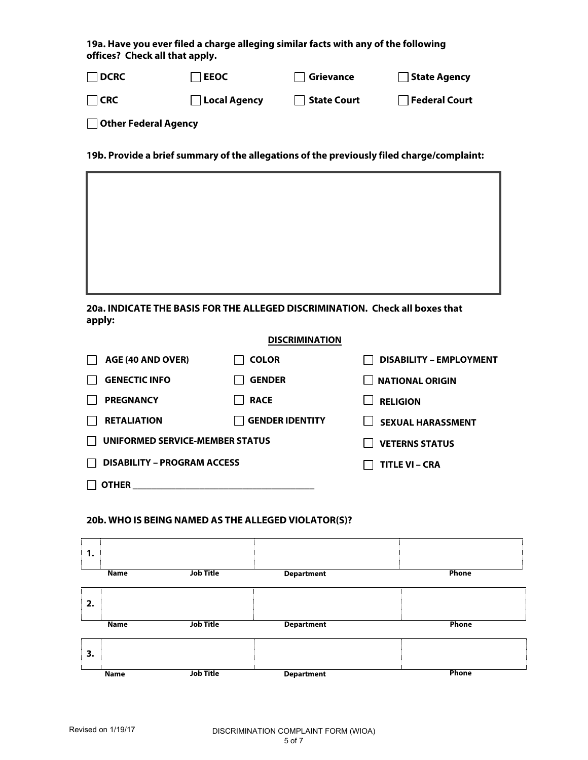**19a. Have you ever filed a charge alleging similar facts with any of the following offices? Check all that apply.**

- ☐ **DCRC**
- ☐ **EEOC**
- ☐ **Grievance**
- ☐ **State Agency**
- ☐ **CRC**
- ☐ **Local Agency**
- ☐ **State Court**
- ☐ **Federal Court**
- ☐ **Other Federal Agency**

**19b. Provide a brief summary of the allegations of the previously filed charge/complaint:**

| |
|---|
| |

**20a. INDICATE THE BASIS FOR THE ALLEGED DISCRIMINATION. Check all boxes that apply:**

**DISCRIMINATION**

- ☐ **AGE (40 AND OVER)**
- ☐ **COLOR**
- ☐ **DISABILITY – EMPLOYMENT**
- ☐ **GENECTIC INFO**
- ☐ **GENDER**
- ☐ **NATIONAL ORIGIN**
- ☐ **PREGNANCY**
- ☐ **RACE**
- ☐ **RELIGION**
- ☐ **RETALIATION**
- ☐ **GENDER IDENTITY**
- ☐ **SEXUAL HARASSMENT**
- ☐ **UNIFORMED SERVICE-MEMBER STATUS**
- ☐ **VETERNS STATUS**
- ☐ **DISABILITY – PROGRAM ACCESS**
- ☐ **TITLE VI – CRA**
- ☐ **OTHER** ______________________________

**20b. WHO IS BEING NAMED AS THE ALLEGED VIOLATOR(S)?**

| | Name / Job Title | Department | Phone |
|---|---|---|---|
| **1.** | | | |
| **2.** | | | |
| **3.** | | | |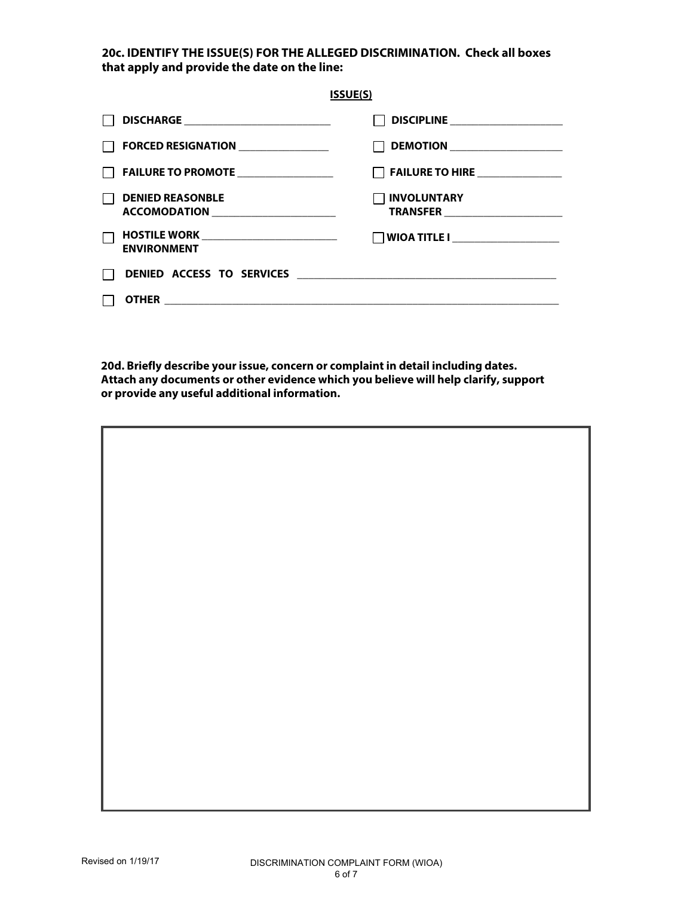**20c. IDENTIFY THE ISSUE(S) FOR THE ALLEGED DISCRIMINATION. Check all boxes that apply and provide the date on the line:**

**ISSUE(S)**

- [ ] **DISCHARGE** ____________________________
- [ ] **DISCIPLINE** ______________________
- [ ] **FORCED RESIGNATION** __________________
- [ ] **DEMOTION** ______________________
- [ ] **FAILURE TO PROMOTE** ___________________
- [ ] **FAILURE TO HIRE** _________________
- [ ] **DENIED REASONBLE ACCOMODATION** ________________________
- [ ] **INVOLUNTARY TRANSFER** _______________________
- [ ] **HOSTILE WORK ENVIRONMENT** __________________________
- [ ] **WIOA TITLE I** _____________________
- [ ] **DENIED ACCESS TO SERVICES** __________________________________________________
- [ ] **OTHER** ____________________________________________________________________________

**20d. Briefly describe your issue, concern or complaint in detail including dates. Attach any documents or other evidence which you believe will help clarify, support or provide any useful additional information.**

|  |
| --- |
|  |

Revised on 1/19/17

DISCRIMINATION COMPLAINT FORM (WIOA)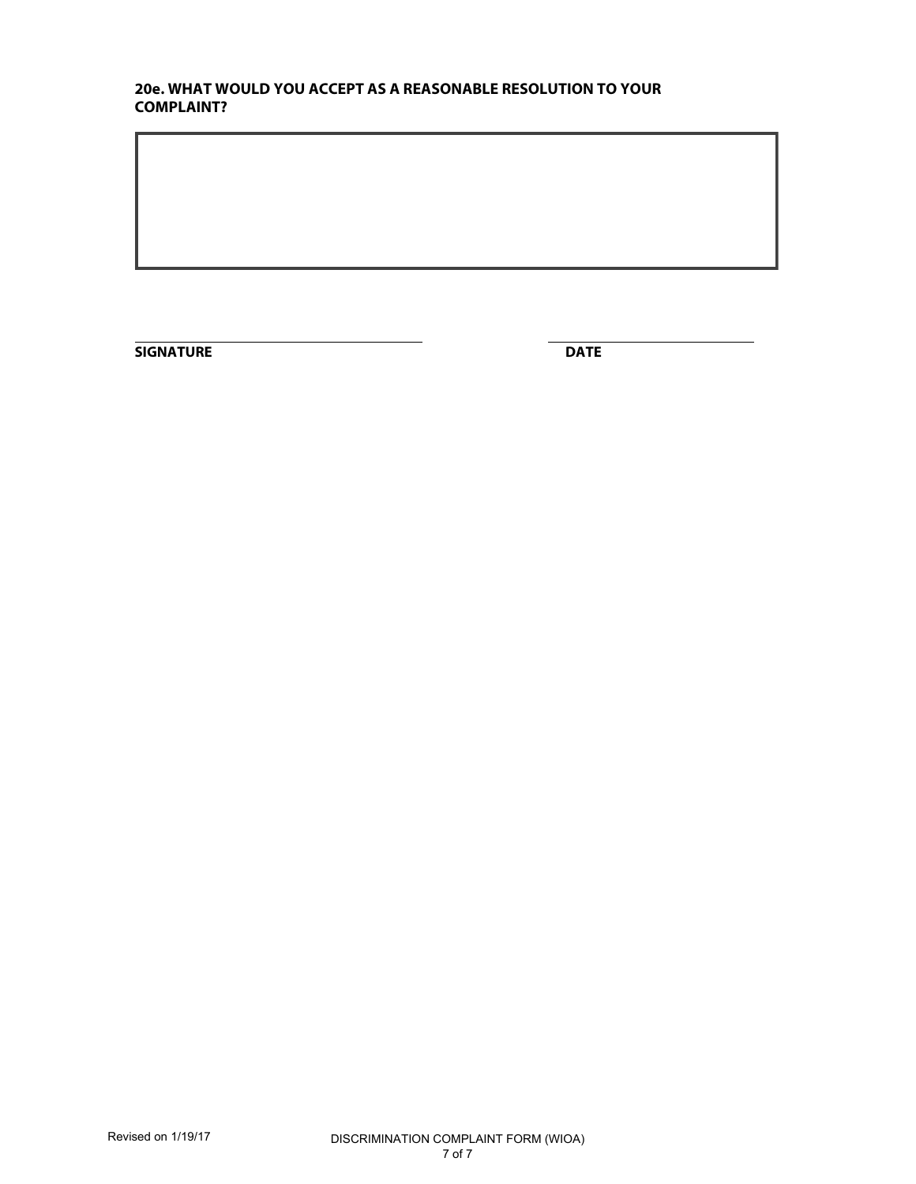**20e. WHAT WOULD YOU ACCEPT AS A REASONABLE RESOLUTION TO YOUR COMPLAINT?**

| |
|---|
| |

______________________________ ______________________________

**SIGNATURE** **DATE**

Revised on 1/19/17